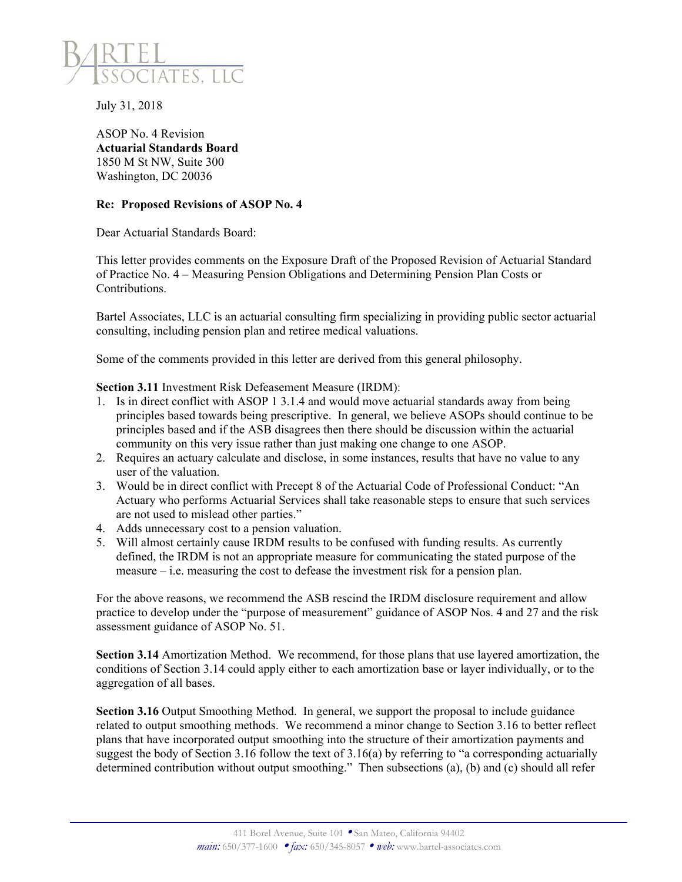BARTEL ASSOCIATES, LLC

July 31, 2018

ASOP No. 4 Revision
**Actuarial Standards Board**
1850 M St NW, Suite 300
Washington, DC 20036

**Re: Proposed Revisions of ASOP No. 4**

Dear Actuarial Standards Board:

This letter provides comments on the Exposure Draft of the Proposed Revision of Actuarial Standard of Practice No. 4 – Measuring Pension Obligations and Determining Pension Plan Costs or Contributions.

Bartel Associates, LLC is an actuarial consulting firm specializing in providing public sector actuarial consulting, including pension plan and retiree medical valuations.

Some of the comments provided in this letter are derived from this general philosophy.

**Section 3.11** Investment Risk Defeasement Measure (IRDM):

1. Is in direct conflict with ASOP 1 3.1.4 and would move actuarial standards away from being principles based towards being prescriptive. In general, we believe ASOPs should continue to be principles based and if the ASB disagrees then there should be discussion within the actuarial community on this very issue rather than just making one change to one ASOP.
2. Requires an actuary calculate and disclose, in some instances, results that have no value to any user of the valuation.
3. Would be in direct conflict with Precept 8 of the Actuarial Code of Professional Conduct: "An Actuary who performs Actuarial Services shall take reasonable steps to ensure that such services are not used to mislead other parties."
4. Adds unnecessary cost to a pension valuation.
5. Will almost certainly cause IRDM results to be confused with funding results. As currently defined, the IRDM is not an appropriate measure for communicating the stated purpose of the measure – i.e. measuring the cost to defease the investment risk for a pension plan.

For the above reasons, we recommend the ASB rescind the IRDM disclosure requirement and allow practice to develop under the "purpose of measurement" guidance of ASOP Nos. 4 and 27 and the risk assessment guidance of ASOP No. 51.

**Section 3.14** Amortization Method. We recommend, for those plans that use layered amortization, the conditions of Section 3.14 could apply either to each amortization base or layer individually, or to the aggregation of all bases.

**Section 3.16** Output Smoothing Method. In general, we support the proposal to include guidance related to output smoothing methods. We recommend a minor change to Section 3.16 to better reflect plans that have incorporated output smoothing into the structure of their amortization payments and suggest the body of Section 3.16 follow the text of 3.16(a) by referring to "a corresponding actuarially determined contribution without output smoothing." Then subsections (a), (b) and (c) should all refer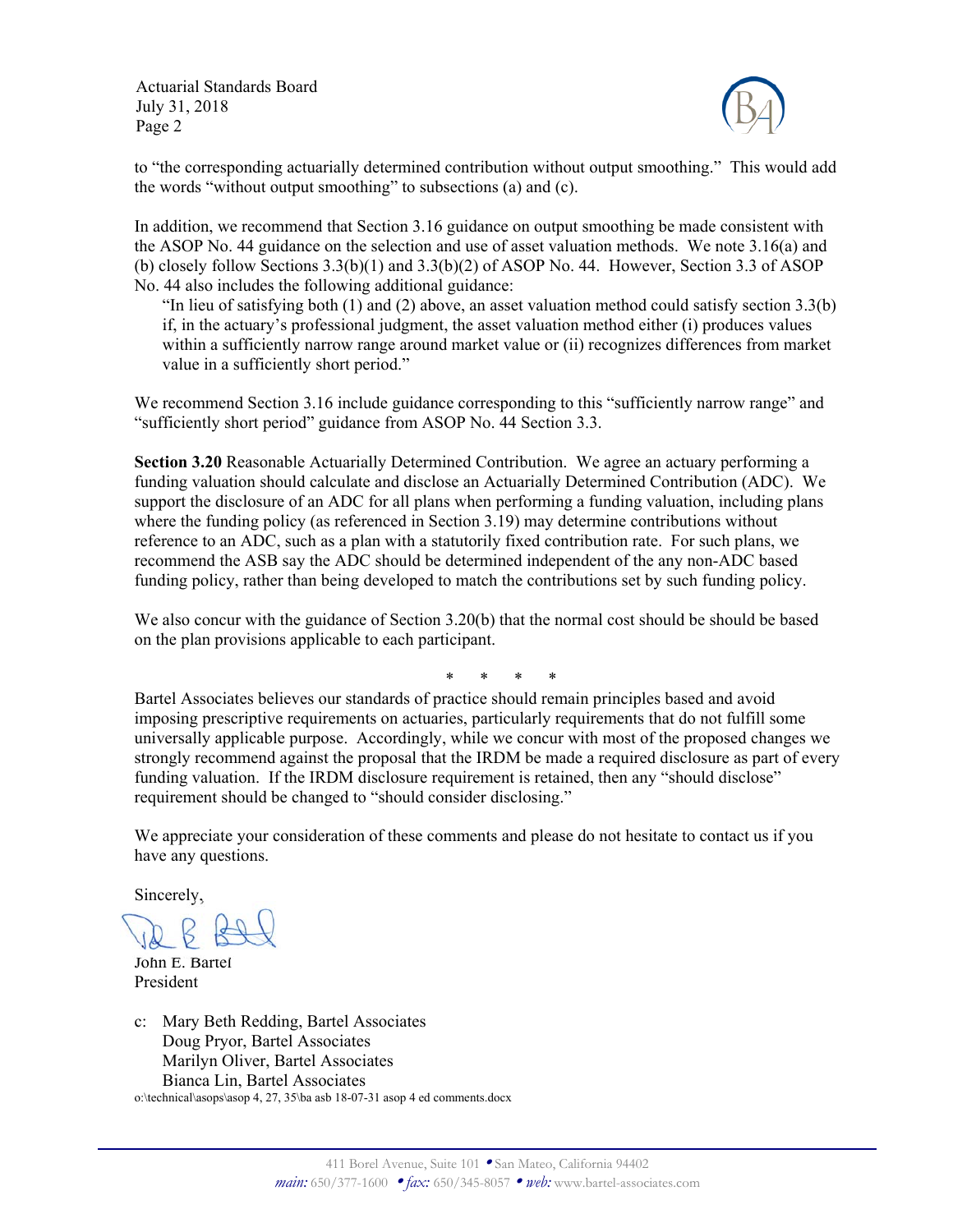to "the corresponding actuarially determined contribution without output smoothing." This would add the words "without output smoothing" to subsections (a) and (c).

In addition, we recommend that Section 3.16 guidance on output smoothing be made consistent with the ASOP No. 44 guidance on the selection and use of asset valuation methods. We note 3.16(a) and (b) closely follow Sections 3.3(b)(1) and 3.3(b)(2) of ASOP No. 44. However, Section 3.3 of ASOP No. 44 also includes the following additional guidance:

> "In lieu of satisfying both (1) and (2) above, an asset valuation method could satisfy section 3.3(b) if, in the actuary's professional judgment, the asset valuation method either (i) produces values within a sufficiently narrow range around market value or (ii) recognizes differences from market value in a sufficiently short period."

We recommend Section 3.16 include guidance corresponding to this "sufficiently narrow range" and "sufficiently short period" guidance from ASOP No. 44 Section 3.3.

**Section 3.20** Reasonable Actuarially Determined Contribution. We agree an actuary performing a funding valuation should calculate and disclose an Actuarially Determined Contribution (ADC). We support the disclosure of an ADC for all plans when performing a funding valuation, including plans where the funding policy (as referenced in Section 3.19) may determine contributions without reference to an ADC, such as a plan with a statutorily fixed contribution rate. For such plans, we recommend the ASB say the ADC should be determined independent of the any non-ADC based funding policy, rather than being developed to match the contributions set by such funding policy.

We also concur with the guidance of Section 3.20(b) that the normal cost should be should be based on the plan provisions applicable to each participant.

\* \* \* \*

Bartel Associates believes our standards of practice should remain principles based and avoid imposing prescriptive requirements on actuaries, particularly requirements that do not fulfill some universally applicable purpose. Accordingly, while we concur with most of the proposed changes we strongly recommend against the proposal that the IRDM be made a required disclosure as part of every funding valuation. If the IRDM disclosure requirement is retained, then any "should disclose" requirement should be changed to "should consider disclosing."

We appreciate your consideration of these comments and please do not hesitate to contact us if you have any questions.

Sincerely,

John E. Bartel
President

c: Mary Beth Redding, Bartel Associates
Doug Pryor, Bartel Associates
Marilyn Oliver, Bartel Associates
Bianca Lin, Bartel Associates

o:\technical\asops\asop 4, 27, 35\ba asb 18-07-31 asop 4 ed comments.docx

411 Borel Avenue, Suite 101 • San Mateo, California 94402
*main:* 650/377-1600 • *fax:* 650/345-8057 • *web:* www.bartel-associates.com